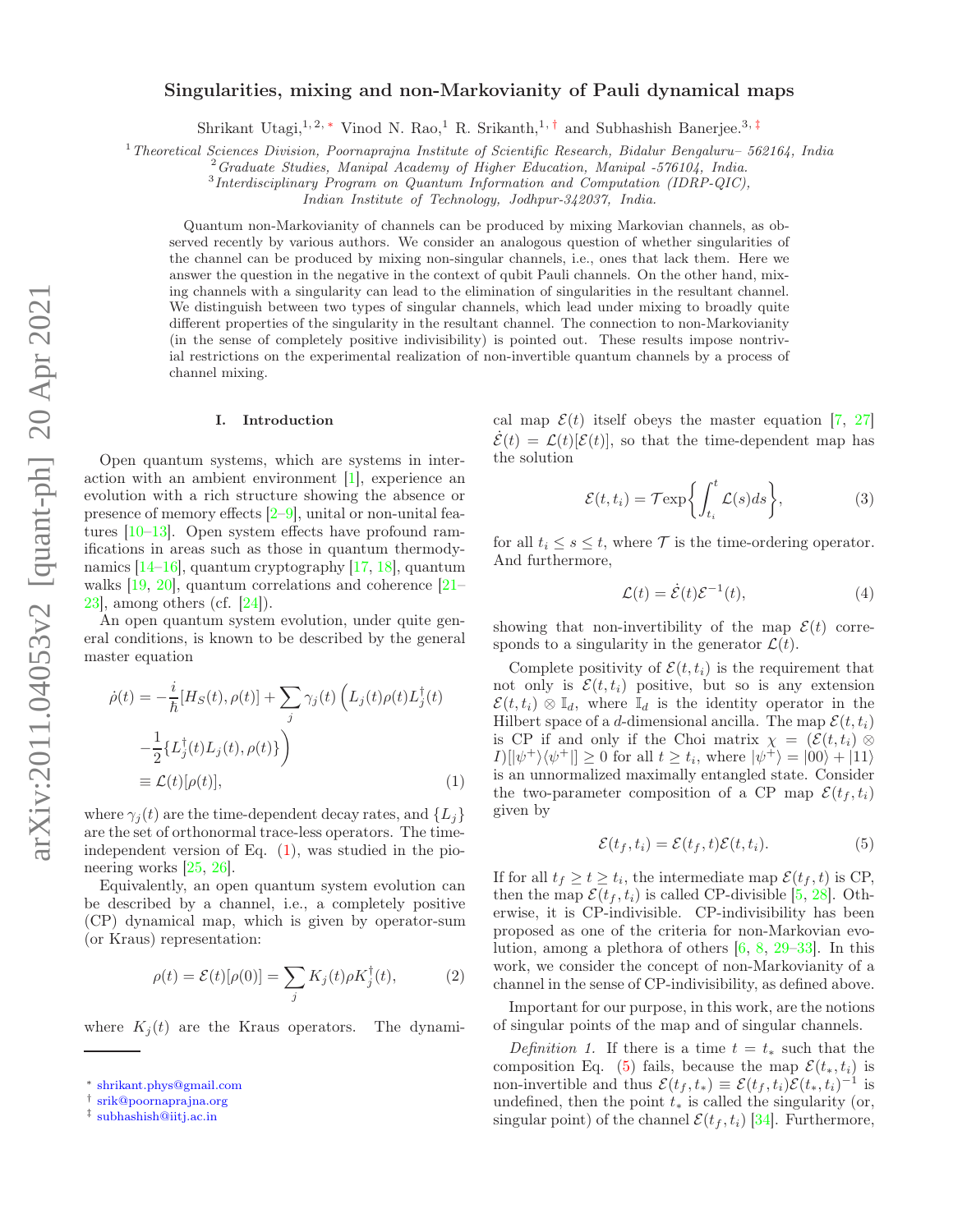# Singularities, mixing and non-Markovianity of Pauli dynamical maps

Shrikant Utagi,[1,2,*] Vinod N. Rao,[1] R. Srikanth,[1,†] and Subhashish Banerjee.[3,‡]

[1] *Theoretical Sciences Division, Poornaprajna Institute of Scientific Research, Bidalur Bengaluru– 562164, India*
[2] *Graduate Studies, Manipal Academy of Higher Education, Manipal -576104, India.*
[3] *Interdisciplinary Program on Quantum Information and Computation (IDRP-QIC), Indian Institute of Technology, Jodhpur-342037, India.*

Quantum non-Markovianity of channels can be produced by mixing Markovian channels, as observed recently by various authors. We consider an analogous question of whether singularities of the channel can be produced by mixing non-singular channels, i.e., ones that lack them. Here we answer the question in the negative in the context of qubit Pauli channels. On the other hand, mixing channels with a singularity can lead to the elimination of singularities in the resultant channel. We distinguish between two types of singular channels, which lead under mixing to broadly quite different properties of the singularity in the resultant channel. The connection to non-Markovianity (in the sense of completely positive indivisibility) is pointed out. These results impose nontrivial restrictions on the experimental realization of non-invertible quantum channels by a process of channel mixing.

## I. Introduction

Open quantum systems, which are systems in interaction with an ambient environment [1], experience an evolution with a rich structure showing the absence or presence of memory effects [2–9], unital or non-unital features [10–13]. Open system effects have profound ramifications in areas such as those in quantum thermodynamics [14–16], quantum cryptography [17, 18], quantum walks [19, 20], quantum correlations and coherence [21–23], among others (cf. [24]).

An open quantum system evolution, under quite general conditions, is known to be described by the general master equation

$$
\begin{aligned}
\dot{\rho}(t) = &-\frac{i}{\hbar}[H_S(t), \rho(t)] + \sum_j \gamma_j(t) \Big( L_j(t)\rho(t)L_j^\dagger(t) \\
&- \frac{1}{2}\{L_j^\dagger(t)L_j(t), \rho(t)\} \Big) \\
\equiv\ & \mathcal{L}(t)[\rho(t)],
\end{aligned} \tag{1}
$$

where $\gamma_j(t)$ are the time-dependent decay rates, and $\{L_j\}$ are the set of orthonormal trace-less operators. The time-independent version of Eq. (1), was studied in the pioneering works [25, 26].

Equivalently, an open quantum system evolution can be described by a channel, i.e., a completely positive (CP) dynamical map, which is given by operator-sum (or Kraus) representation:

$$
\rho(t) = \mathcal{E}(t)[\rho(0)] = \sum_j K_j(t)\rho K_j^\dagger(t), \tag{2}
$$

where $K_j(t)$ are the Kraus operators. The dynamical map $\mathcal{E}(t)$ itself obeys the master equation [7, 27] $\dot{\mathcal{E}}(t) = \mathcal{L}(t)[\mathcal{E}(t)]$, so that the time-dependent map has the solution

$$
\mathcal{E}(t, t_i) = \mathcal{T}\exp\left\{\int_{t_i}^{t} \mathcal{L}(s)ds\right\}, \tag{3}
$$

for all $t_i \leq s \leq t$, where $\mathcal{T}$ is the time-ordering operator. And furthermore,

$$
\mathcal{L}(t) = \dot{\mathcal{E}}(t)\mathcal{E}^{-1}(t), \tag{4}
$$

showing that non-invertibility of the map $\mathcal{E}(t)$ corresponds to a singularity in the generator $\mathcal{L}(t)$.

Complete positivity of $\mathcal{E}(t, t_i)$ is the requirement that not only is $\mathcal{E}(t, t_i)$ positive, but so is any extension $\mathcal{E}(t, t_i) \otimes \mathbb{I}_d$, where $\mathbb{I}_d$ is the identity operator in the Hilbert space of a $d$-dimensional ancilla. The map $\mathcal{E}(t, t_i)$ is CP if and only if the Choi matrix $\chi = (\mathcal{E}(t, t_i) \otimes I)[|\psi^+\rangle\langle\psi^+|] \geq 0$ for all $t \geq t_i$, where $|\psi^+\rangle = |00\rangle + |11\rangle$ is an unnormalized maximally entangled state. Consider the two-parameter composition of a CP map $\mathcal{E}(t_f, t_i)$ given by

$$
\mathcal{E}(t_f, t_i) = \mathcal{E}(t_f, t)\mathcal{E}(t, t_i). \tag{5}
$$

If for all $t_f \geq t \geq t_i$, the intermediate map $\mathcal{E}(t_f, t)$ is CP, then the map $\mathcal{E}(t_f, t_i)$ is called CP-divisible [5, 28]. Otherwise, it is CP-indivisible. CP-indivisibility has been proposed as one of the criteria for non-Markovian evolution, among a plethora of others [6, 8, 29–33]. In this work, we consider the concept of non-Markovianity of a channel in the sense of CP-indivisibility, as defined above.

Important for our purpose, in this work, are the notions of singular points of the map and of singular channels.

*Definition 1.* If there is a time $t = t_*$ such that the composition Eq. (5) fails, because the map $\mathcal{E}(t_*, t_i)$ is non-invertible and thus $\mathcal{E}(t_f, t_*) \equiv \mathcal{E}(t_f, t_i)\mathcal{E}(t_*, t_i)^{-1}$ is undefined, then the point $t_*$ is called the singularity (or, singular point) of the channel $\mathcal{E}(t_f, t_i)$ [34]. Furthermore,

* shrikant.phys@gmail.com
† srik@poornaprajna.org
‡ subhashish@iitj.ac.in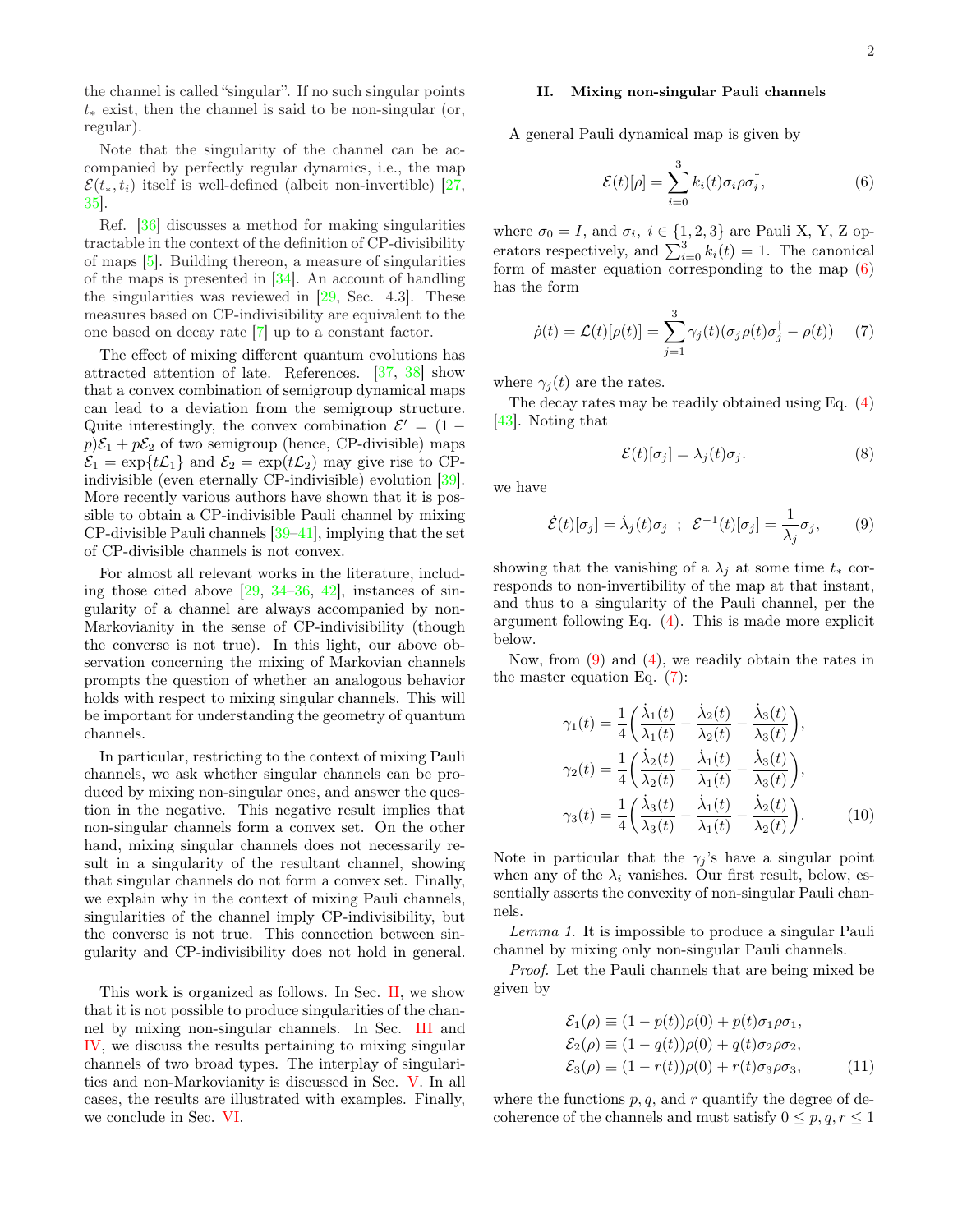the channel is called "singular". If no such singular points $t_*$ exist, then the channel is said to be non-singular (or, regular).

Note that the singularity of the channel can be accompanied by perfectly regular dynamics, i.e., the map $\mathcal{E}(t_*, t_i)$ itself is well-defined (albeit non-invertible) [27, 35].

Ref. [36] discusses a method for making singularities tractable in the context of the definition of CP-divisibility of maps [5]. Building thereon, a measure of singularities of the maps is presented in [34]. An account of handling the singularities was reviewed in [29, Sec. 4.3]. These measures based on CP-indivisibility are equivalent to the one based on decay rate [7] up to a constant factor.

The effect of mixing different quantum evolutions has attracted attention of late. References. [37, 38] show that a convex combination of semigroup dynamical maps can lead to a deviation from the semigroup structure. Quite interestingly, the convex combination $\mathcal{E}' = (1-p)\mathcal{E}_1 + p\mathcal{E}_2$ of two semigroup (hence, CP-divisible) maps $\mathcal{E}_1 = \exp\{t\mathcal{L}_1\}$ and $\mathcal{E}_2 = \exp(t\mathcal{L}_2)$ may give rise to CP-indivisible (even eternally CP-indivisible) evolution [39]. More recently various authors have shown that it is possible to obtain a CP-indivisible Pauli channel by mixing CP-divisible Pauli channels [39–41], implying that the set of CP-divisible channels is not convex.

For almost all relevant works in the literature, including those cited above [29, 34–36, 42], instances of singularity of a channel are always accompanied by non-Markovianity in the sense of CP-indivisibility (though the converse is not true). In this light, our above observation concerning the mixing of Markovian channels prompts the question of whether an analogous behavior holds with respect to mixing singular channels. This will be important for understanding the geometry of quantum channels.

In particular, restricting to the context of mixing Pauli channels, we ask whether singular channels can be produced by mixing non-singular ones, and answer the question in the negative. This negative result implies that non-singular channels form a convex set. On the other hand, mixing singular channels does not necessarily result in a singularity of the resultant channel, showing that singular channels do not form a convex set. Finally, we explain why in the context of mixing Pauli channels, singularities of the channel imply CP-indivisibility, but the converse is not true. This connection between singularity and CP-indivisibility does not hold in general.

This work is organized as follows. In Sec. II, we show that it is not possible to produce singularities of the channel by mixing non-singular channels. In Sec. III and IV, we discuss the results pertaining to mixing singular channels of two broad types. The interplay of singularities and non-Markovianity is discussed in Sec. V. In all cases, the results are illustrated with examples. Finally, we conclude in Sec. VI.

## II. Mixing non-singular Pauli channels

A general Pauli dynamical map is given by

$$\mathcal{E}(t)[\rho] = \sum_{i=0}^{3} k_i(t)\sigma_i\rho\sigma_i^\dagger, \tag{6}$$

where $\sigma_0 = I$, and $\sigma_i$, $i \in \{1,2,3\}$ are Pauli X, Y, Z operators respectively, and $\sum_{i=0}^{3} k_i(t) = 1$. The canonical form of master equation corresponding to the map (6) has the form

$$\dot{\rho}(t) = \mathcal{L}(t)[\rho(t)] = \sum_{j=1}^{3}\gamma_j(t)(\sigma_j\rho(t)\sigma_j^\dagger - \rho(t)) \tag{7}$$

where $\gamma_j(t)$ are the rates.

The decay rates may be readily obtained using Eq. (4) [43]. Noting that

$$\mathcal{E}(t)[\sigma_j] = \lambda_j(t)\sigma_j. \tag{8}$$

we have

$$\dot{\mathcal{E}}(t)[\sigma_j] = \dot{\lambda}_j(t)\sigma_j \;\; ; \;\; \mathcal{E}^{-1}(t)[\sigma_j] = \frac{1}{\lambda_j}\sigma_j, \tag{9}$$

showing that the vanishing of a $\lambda_j$ at some time $t_*$ corresponds to non-invertibility of the map at that instant, and thus to a singularity of the Pauli channel, per the argument following Eq. (4). This is made more explicit below.

Now, from (9) and (4), we readily obtain the rates in the master equation Eq. (7):

$$\begin{aligned}
\gamma_1(t) &= \frac{1}{4}\left(\frac{\dot{\lambda}_1(t)}{\lambda_1(t)} - \frac{\dot{\lambda}_2(t)}{\lambda_2(t)} - \frac{\dot{\lambda}_3(t)}{\lambda_3(t)}\right),\\
\gamma_2(t) &= \frac{1}{4}\left(\frac{\dot{\lambda}_2(t)}{\lambda_2(t)} - \frac{\dot{\lambda}_1(t)}{\lambda_1(t)} - \frac{\dot{\lambda}_3(t)}{\lambda_3(t)}\right),\\
\gamma_3(t) &= \frac{1}{4}\left(\frac{\dot{\lambda}_3(t)}{\lambda_3(t)} - \frac{\dot{\lambda}_1(t)}{\lambda_1(t)} - \frac{\dot{\lambda}_2(t)}{\lambda_2(t)}\right).
\end{aligned} \tag{10}$$

Note in particular that the $\gamma_j$'s have a singular point when any of the $\lambda_i$ vanishes. Our first result, below, essentially asserts the convexity of non-singular Pauli channels.

*Lemma 1.* It is impossible to produce a singular Pauli channel by mixing only non-singular Pauli channels.

*Proof.* Let the Pauli channels that are being mixed be given by

$$\begin{aligned}
\mathcal{E}_1(\rho) &\equiv (1-p(t))\rho(0) + p(t)\sigma_1\rho\sigma_1,\\
\mathcal{E}_2(\rho) &\equiv (1-q(t))\rho(0) + q(t)\sigma_2\rho\sigma_2,\\
\mathcal{E}_3(\rho) &\equiv (1-r(t))\rho(0) + r(t)\sigma_3\rho\sigma_3,
\end{aligned} \tag{11}$$

where the functions $p, q$, and $r$ quantify the degree of decoherence of the channels and must satisfy $0 \leq p, q, r \leq 1$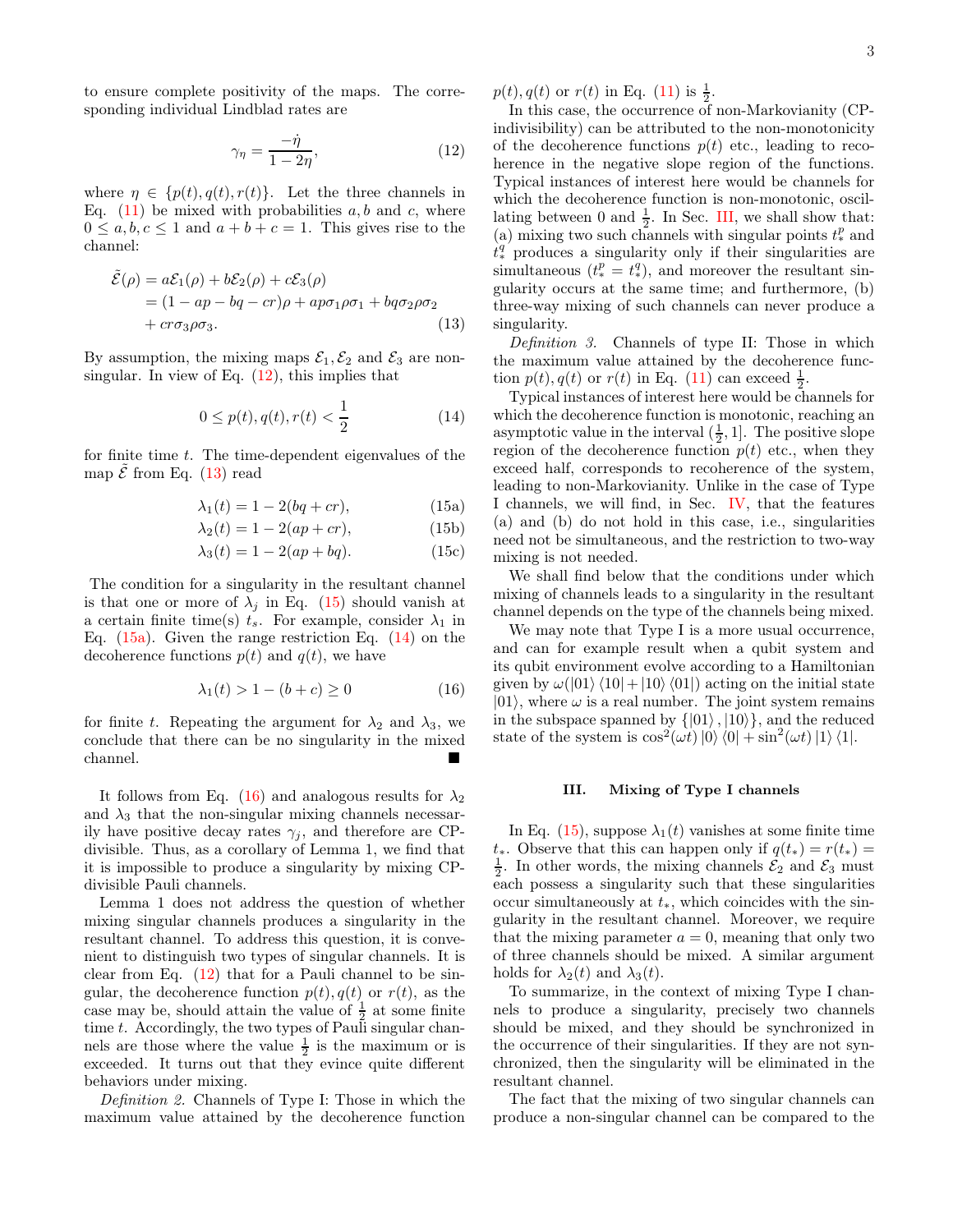to ensure complete positivity of the maps. The corresponding individual Lindblad rates are

$$\gamma_\eta = \frac{-\dot{\eta}}{1-2\eta}, \tag{12}$$

where $\eta \in \{p(t), q(t), r(t)\}$. Let the three channels in Eq. (11) be mixed with probabilities $a, b$ and $c$, where $0 \leq a, b, c \leq 1$ and $a + b + c = 1$. This gives rise to the channel:

$$\begin{aligned}\tilde{\mathcal{E}}(\rho) &= a\mathcal{E}_1(\rho) + b\mathcal{E}_2(\rho) + c\mathcal{E}_3(\rho) \\ &= (1 - ap - bq - cr)\rho + ap\sigma_1\rho\sigma_1 + bq\sigma_2\rho\sigma_2 \\ &+ cr\sigma_3\rho\sigma_3.\end{aligned} \tag{13}$$

By assumption, the mixing maps $\mathcal{E}_1, \mathcal{E}_2$ and $\mathcal{E}_3$ are non-singular. In view of Eq. (12), this implies that

$$0 \leq p(t), q(t), r(t) < \frac{1}{2} \tag{14}$$

for finite time $t$. The time-dependent eigenvalues of the map $\tilde{\mathcal{E}}$ from Eq. (13) read

$$\lambda_1(t) = 1 - 2(bq + cr), \tag{15a}$$

$$\lambda_2(t) = 1 - 2(ap + cr), \tag{15b}$$

$$\lambda_3(t) = 1 - 2(ap + bq). \tag{15c}$$

The condition for a singularity in the resultant channel is that one or more of $\lambda_j$ in Eq. (15) should vanish at a certain finite time(s) $t_s$. For example, consider $\lambda_1$ in Eq. (15a). Given the range restriction Eq. (14) on the decoherence functions $p(t)$ and $q(t)$, we have

$$\lambda_1(t) > 1 - (b + c) \geq 0 \tag{16}$$

for finite $t$. Repeating the argument for $\lambda_2$ and $\lambda_3$, we conclude that there can be no singularity in the mixed channel. ■

It follows from Eq. (16) and analogous results for $\lambda_2$ and $\lambda_3$ that the non-singular mixing channels necessarily have positive decay rates $\gamma_j$, and therefore are CP-divisible. Thus, as a corollary of Lemma 1, we find that it is impossible to produce a singularity by mixing CP-divisible Pauli channels.

Lemma 1 does not address the question of whether mixing singular channels produces a singularity in the resultant channel. To address this question, it is convenient to distinguish two types of singular channels. It is clear from Eq. (12) that for a Pauli channel to be singular, the decoherence function $p(t), q(t)$ or $r(t)$, as the case may be, should attain the value of $\frac{1}{2}$ at some finite time $t$. Accordingly, the two types of Pauli singular channels are those where the value $\frac{1}{2}$ is the maximum or is exceeded. It turns out that they evince quite different behaviors under mixing.

*Definition 2.* Channels of Type I: Those in which the maximum value attained by the decoherence function $p(t), q(t)$ or $r(t)$ in Eq. (11) is $\frac{1}{2}$.

In this case, the occurrence of non-Markovianity (CP-indivisibility) can be attributed to the non-monotonicity of the decoherence functions $p(t)$ etc., leading to recoherence in the negative slope region of the functions. Typical instances of interest here would be channels for which the decoherence function is non-monotonic, oscillating between 0 and $\frac{1}{2}$. In Sec. III, we shall show that: (a) mixing two such channels with singular points $t_*^p$ and $t_*^q$ produces a singularity only if their singularities are simultaneous ($t_*^p = t_*^q$), and moreover the resultant singularity occurs at the same time; and furthermore, (b) three-way mixing of such channels can never produce a singularity.

*Definition 3.* Channels of type II: Those in which the maximum value attained by the decoherence function $p(t), q(t)$ or $r(t)$ in Eq. (11) can exceed $\frac{1}{2}$.

Typical instances of interest here would be channels for which the decoherence function is monotonic, reaching an asymptotic value in the interval $(\frac{1}{2}, 1]$. The positive slope region of the decoherence function $p(t)$ etc., when they exceed half, corresponds to recoherence of the system, leading to non-Markovianity. Unlike in the case of Type I channels, we will find, in Sec. IV, that the features (a) and (b) do not hold in this case, i.e., singularities need not be simultaneous, and the restriction to two-way mixing is not needed.

We shall find below that the conditions under which mixing of channels leads to a singularity in the resultant channel depends on the type of the channels being mixed.

We may note that Type I is a more usual occurrence, and can for example result when a qubit system and its qubit environment evolve according to a Hamiltonian given by $\omega(|01\rangle\langle 10| + |10\rangle\langle 01|)$ acting on the initial state $|01\rangle$, where $\omega$ is a real number. The joint system remains in the subspace spanned by $\{|01\rangle, |10\rangle\}$, and the reduced state of the system is $\cos^2(\omega t)|0\rangle\langle 0| + \sin^2(\omega t)|1\rangle\langle 1|$.

### III. Mixing of Type I channels

In Eq. (15), suppose $\lambda_1(t)$ vanishes at some finite time $t_*$. Observe that this can happen only if $q(t_*) = r(t_*) = \frac{1}{2}$. In other words, the mixing channels $\mathcal{E}_2$ and $\mathcal{E}_3$ must each possess a singularity such that these singularities occur simultaneously at $t_*$, which coincides with the singularity in the resultant channel. Moreover, we require that the mixing parameter $a = 0$, meaning that only two of three channels should be mixed. A similar argument holds for $\lambda_2(t)$ and $\lambda_3(t)$.

To summarize, in the context of mixing Type I channels to produce a singularity, precisely two channels should be mixed, and they should be synchronized in the occurrence of their singularities. If they are not synchronized, then the singularity will be eliminated in the resultant channel.

The fact that the mixing of two singular channels can produce a non-singular channel can be compared to the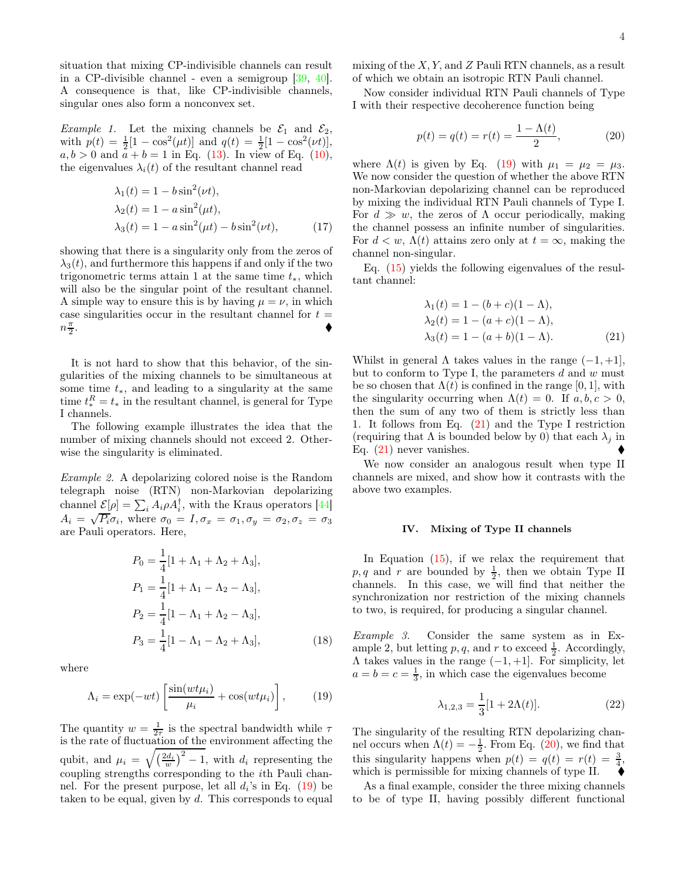situation that mixing CP-indivisible channels can result in a CP-divisible channel - even a semigroup [39, 40]. A consequence is that, like CP-indivisible channels, singular ones also form a nonconvex set.

*Example 1.* Let the mixing channels be $\mathcal{E}_1$ and $\mathcal{E}_2$, with $p(t) = \frac{1}{2}[1 - \cos^2(\mu t)]$ and $q(t) = \frac{1}{2}[1 - \cos^2(\nu t)]$, $a, b > 0$ and $a + b = 1$ in Eq. (13). In view of Eq. (10), the eigenvalues $\lambda_i(t)$ of the resultant channel read

$$\begin{aligned}
\lambda_1(t) &= 1 - b\sin^2(\nu t), \\
\lambda_2(t) &= 1 - a\sin^2(\mu t), \\
\lambda_3(t) &= 1 - a\sin^2(\mu t) - b\sin^2(\nu t),
\end{aligned} \tag{17}$$

showing that there is a singularity only from the zeros of $\lambda_3(t)$, and furthermore this happens if and only if the two trigonometric terms attain 1 at the same time $t_*$, which will also be the singular point of the resultant channel. A simple way to ensure this is by having $\mu = \nu$, in which case singularities occur in the resultant channel for $t = n\frac{\pi}{2}$. ♦

It is not hard to show that this behavior, of the singularities of the mixing channels to be simultaneous at some time $t_*$, and leading to a singularity at the same time $t_*^R = t_*$ in the resultant channel, is general for Type I channels.

The following example illustrates the idea that the number of mixing channels should not exceed 2. Otherwise the singularity is eliminated.

*Example 2.* A depolarizing colored noise is the Random telegraph noise (RTN) non-Markovian depolarizing channel $\mathcal{E}[\rho] = \sum_i A_i \rho A_i^\dagger$, with the Kraus operators [44] $A_i = \sqrt{P_i}\sigma_i$, where $\sigma_0 = I, \sigma_x = \sigma_1, \sigma_y = \sigma_2, \sigma_z = \sigma_3$ are Pauli operators. Here,

$$\begin{aligned}
P_0 &= \frac{1}{4}[1 + \Lambda_1 + \Lambda_2 + \Lambda_3], \\
P_1 &= \frac{1}{4}[1 + \Lambda_1 - \Lambda_2 - \Lambda_3], \\
P_2 &= \frac{1}{4}[1 - \Lambda_1 + \Lambda_2 - \Lambda_3], \\
P_3 &= \frac{1}{4}[1 - \Lambda_1 - \Lambda_2 + \Lambda_3],
\end{aligned} \tag{18}$$

where

$$\Lambda_i = \exp(-wt)\left[\frac{\sin(wt\mu_i)}{\mu_i} + \cos(wt\mu_i)\right], \tag{19}$$

The quantity $w = \frac{1}{2\tau}$ is the spectral bandwidth while $\tau$ is the rate of fluctuation of the environment affecting the qubit, and $\mu_i = \sqrt{\left(\frac{2d_i}{w}\right)^2 - 1}$, with $d_i$ representing the coupling strengths corresponding to the $i$th Pauli channel. For the present purpose, let all $d_i$'s in Eq. (19) be taken to be equal, given by $d$. This corresponds to equal mixing of the $X, Y$, and $Z$ Pauli RTN channels, as a result of which we obtain an isotropic RTN Pauli channel.

Now consider individual RTN Pauli channels of Type I with their respective decoherence function being

$$p(t) = q(t) = r(t) = \frac{1 - \Lambda(t)}{2}, \tag{20}$$

where $\Lambda(t)$ is given by Eq. (19) with $\mu_1 = \mu_2 = \mu_3$. We now consider the question of whether the above RTN non-Markovian depolarizing channel can be reproduced by mixing the individual RTN Pauli channels of Type I. For $d \gg w$, the zeros of $\Lambda$ occur periodically, making the channel possess an infinite number of singularities. For $d < w$, $\Lambda(t)$ attains zero only at $t = \infty$, making the channel non-singular.

Eq. (15) yields the following eigenvalues of the resultant channel:

$$\begin{aligned}
\lambda_1(t) &= 1 - (b + c)(1 - \Lambda), \\
\lambda_2(t) &= 1 - (a + c)(1 - \Lambda), \\
\lambda_3(t) &= 1 - (a + b)(1 - \Lambda).
\end{aligned} \tag{21}$$

Whilst in general $\Lambda$ takes values in the range $(-1, +1]$, but to conform to Type I, the parameters $d$ and $w$ must be so chosen that $\Lambda(t)$ is confined in the range $[0, 1]$, with the singularity occurring when $\Lambda(t) = 0$. If $a, b, c > 0$, then the sum of any two of them is strictly less than 1. It follows from Eq. (21) and the Type I restriction (requiring that $\Lambda$ is bounded below by 0) that each $\lambda_j$ in Eq. (21) never vanishes. ♦

We now consider an analogous result when type II channels are mixed, and show how it contrasts with the above two examples.

## IV. Mixing of Type II channels

In Equation (15), if we relax the requirement that $p, q$ and $r$ are bounded by $\frac{1}{2}$, then we obtain Type II channels. In this case, we will find that neither the synchronization nor restriction of the mixing channels to two, is required, for producing a singular channel.

*Example 3.* Consider the same system as in Example 2, but letting $p, q$, and $r$ to exceed $\frac{1}{2}$. Accordingly, $\Lambda$ takes values in the range $(-1, +1]$. For simplicity, let $a = b = c = \frac{1}{3}$, in which case the eigenvalues become

$$\lambda_{1,2,3} = \frac{1}{3}[1 + 2\Lambda(t)]. \tag{22}$$

The singularity of the resulting RTN depolarizing channel occurs when $\Lambda(t) = -\frac{1}{2}$. From Eq. (20), we find that this singularity happens when $p(t) = q(t) = r(t) = \frac{3}{4}$, which is permissible for mixing channels of type II. ♦

As a final example, consider the three mixing channels to be of type II, having possibly different functional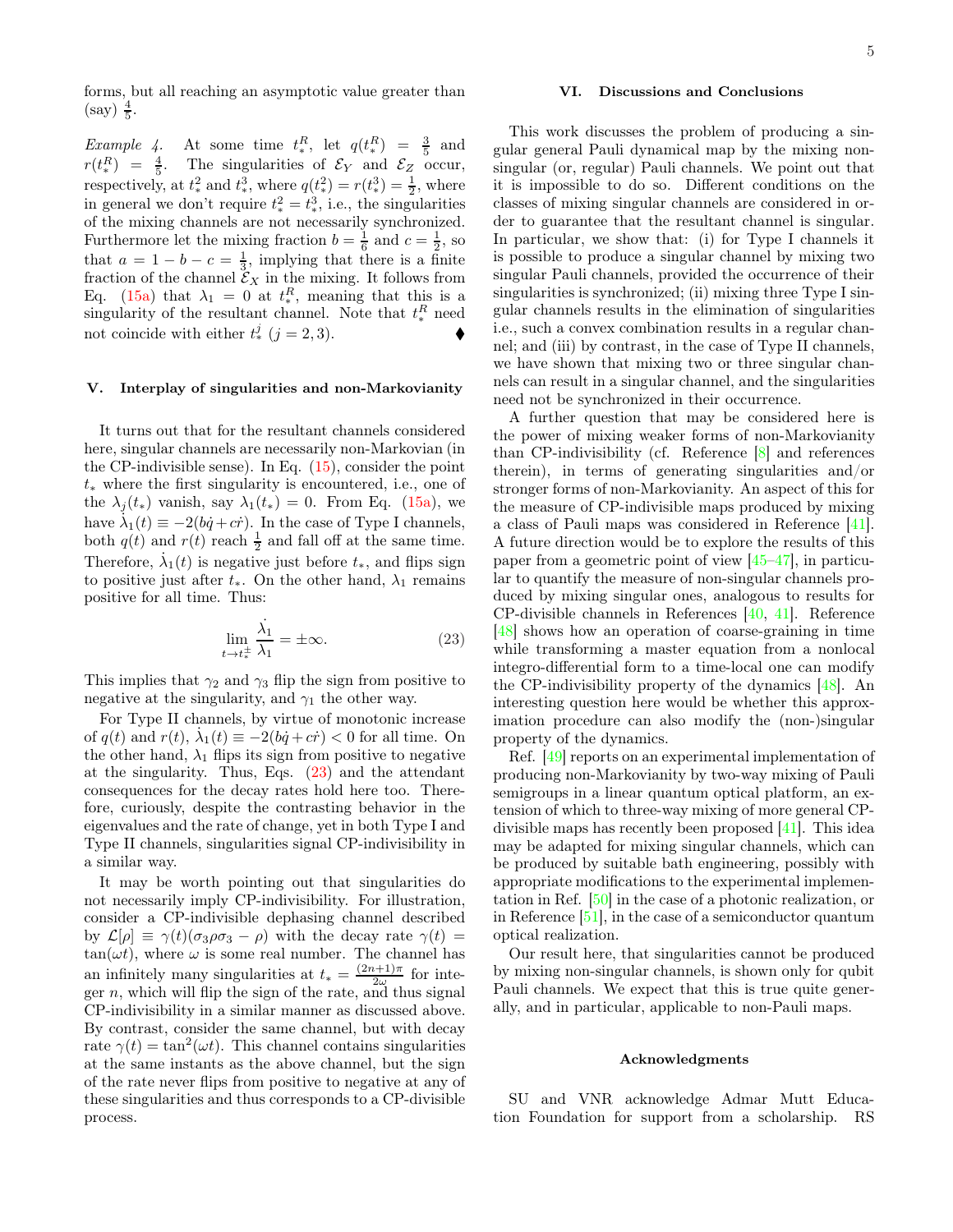forms, but all reaching an asymptotic value greater than (say) $\frac{4}{5}$.

*Example 4.* At some time $t_*^R$, let $q(t_*^R) = \frac{3}{5}$ and $r(t_*^R) = \frac{4}{5}$. The singularities of $\mathcal{E}_Y$ and $\mathcal{E}_Z$ occur, respectively, at $t_*^2$ and $t_*^3$, where $q(t_*^2) = r(t_*^3) = \frac{1}{2}$, where in general we don't require $t_*^2 = t_*^3$, i.e., the singularities of the mixing channels are not necessarily synchronized. Furthermore let the mixing fraction $b = \frac{1}{6}$ and $c = \frac{1}{2}$, so that $a = 1 - b - c = \frac{1}{3}$, implying that there is a finite fraction of the channel $\mathcal{E}_X$ in the mixing. It follows from Eq. (15a) that $\lambda_1 = 0$ at $t_*^R$, meaning that this is a singularity of the resultant channel. Note that $t_*^R$ need not coincide with either $t_*^j$ $(j = 2, 3)$. ♦

## V. Interplay of singularities and non-Markovianity

It turns out that for the resultant channels considered here, singular channels are necessarily non-Markovian (in the CP-indivisible sense). In Eq. (15), consider the point $t_*$ where the first singularity is encountered, i.e., one of the $\lambda_j(t_*)$ vanish, say $\lambda_1(t_*) = 0$. From Eq. (15a), we have $\dot{\lambda}_1(t) \equiv -2(b\dot{q} + c\dot{r})$. In the case of Type I channels, both $q(t)$ and $r(t)$ reach $\frac{1}{2}$ and fall off at the same time. Therefore, $\dot{\lambda}_1(t)$ is negative just before $t_*$, and flips sign to positive just after $t_*$. On the other hand, $\lambda_1$ remains positive for all time. Thus:

$$\lim_{t \to t_*^{\pm}} \frac{\dot{\lambda}_1}{\lambda_1} = \pm\infty. \tag{23}$$

This implies that $\gamma_2$ and $\gamma_3$ flip the sign from positive to negative at the singularity, and $\gamma_1$ the other way.

For Type II channels, by virtue of monotonic increase of $q(t)$ and $r(t)$, $\dot{\lambda}_1(t) \equiv -2(b\dot{q} + c\dot{r}) < 0$ for all time. On the other hand, $\lambda_1$ flips its sign from positive to negative at the singularity. Thus, Eqs. (23) and the attendant consequences for the decay rates hold here too. Therefore, curiously, despite the contrasting behavior in the eigenvalues and the rate of change, yet in both Type I and Type II channels, singularities signal CP-indivisibility in a similar way.

It may be worth pointing out that singularities do not necessarily imply CP-indivisibility. For illustration, consider a CP-indivisible dephasing channel described by $\mathcal{L}[\rho] \equiv \gamma(t)(\sigma_3\rho\sigma_3 - \rho)$ with the decay rate $\gamma(t) = \tan(\omega t)$, where $\omega$ is some real number. The channel has an infinitely many singularities at $t_* = \frac{(2n+1)\pi}{2\omega}$ for integer $n$, which will flip the sign of the rate, and thus signal CP-indivisibility in a similar manner as discussed above. By contrast, consider the same channel, but with decay rate $\gamma(t) = \tan^2(\omega t)$. This channel contains singularities at the same instants as the above channel, but the sign of the rate never flips from positive to negative at any of these singularities and thus corresponds to a CP-divisible process.

## VI. Discussions and Conclusions

This work discusses the problem of producing a singular general Pauli dynamical map by the mixing non-singular (or, regular) Pauli channels. We point out that it is impossible to do so. Different conditions on the classes of mixing singular channels are considered in order to guarantee that the resultant channel is singular. In particular, we show that: (i) for Type I channels it is possible to produce a singular channel by mixing two singular Pauli channels, provided the occurrence of their singularities is synchronized; (ii) mixing three Type I singular channels results in the elimination of singularities i.e., such a convex combination results in a regular channel; and (iii) by contrast, in the case of Type II channels, we have shown that mixing two or three singular channels can result in a singular channel, and the singularities need not be synchronized in their occurrence.

A further question that may be considered here is the power of mixing weaker forms of non-Markovianity than CP-indivisibility (cf. Reference [8] and references therein), in terms of generating singularities and/or stronger forms of non-Markovianity. An aspect of this for the measure of CP-indivisible maps produced by mixing a class of Pauli maps was considered in Reference [41]. A future direction would be to explore the results of this paper from a geometric point of view [45–47], in particular to quantify the measure of non-singular channels produced by mixing singular ones, analogous to results for CP-divisible channels in References [40, 41]. Reference [48] shows how an operation of coarse-graining in time while transforming a master equation from a nonlocal integro-differential form to a time-local one can modify the CP-indivisibility property of the dynamics [48]. An interesting question here would be whether this approximation procedure can also modify the (non-)singular property of the dynamics.

Ref. [49] reports on an experimental implementation of producing non-Markovianity by two-way mixing of Pauli semigroups in a linear quantum optical platform, an extension of which to three-way mixing of more general CP-divisible maps has recently been proposed [41]. This idea may be adapted for mixing singular channels, which can be produced by suitable bath engineering, possibly with appropriate modifications to the experimental implementation in Ref. [50] in the case of a photonic realization, or in Reference [51], in the case of a semiconductor quantum optical realization.

Our result here, that singularities cannot be produced by mixing non-singular channels, is shown only for qubit Pauli channels. We expect that this is true quite generally, and in particular, applicable to non-Pauli maps.

### Acknowledgments

SU and VNR acknowledge Admar Mutt Education Foundation for support from a scholarship. RS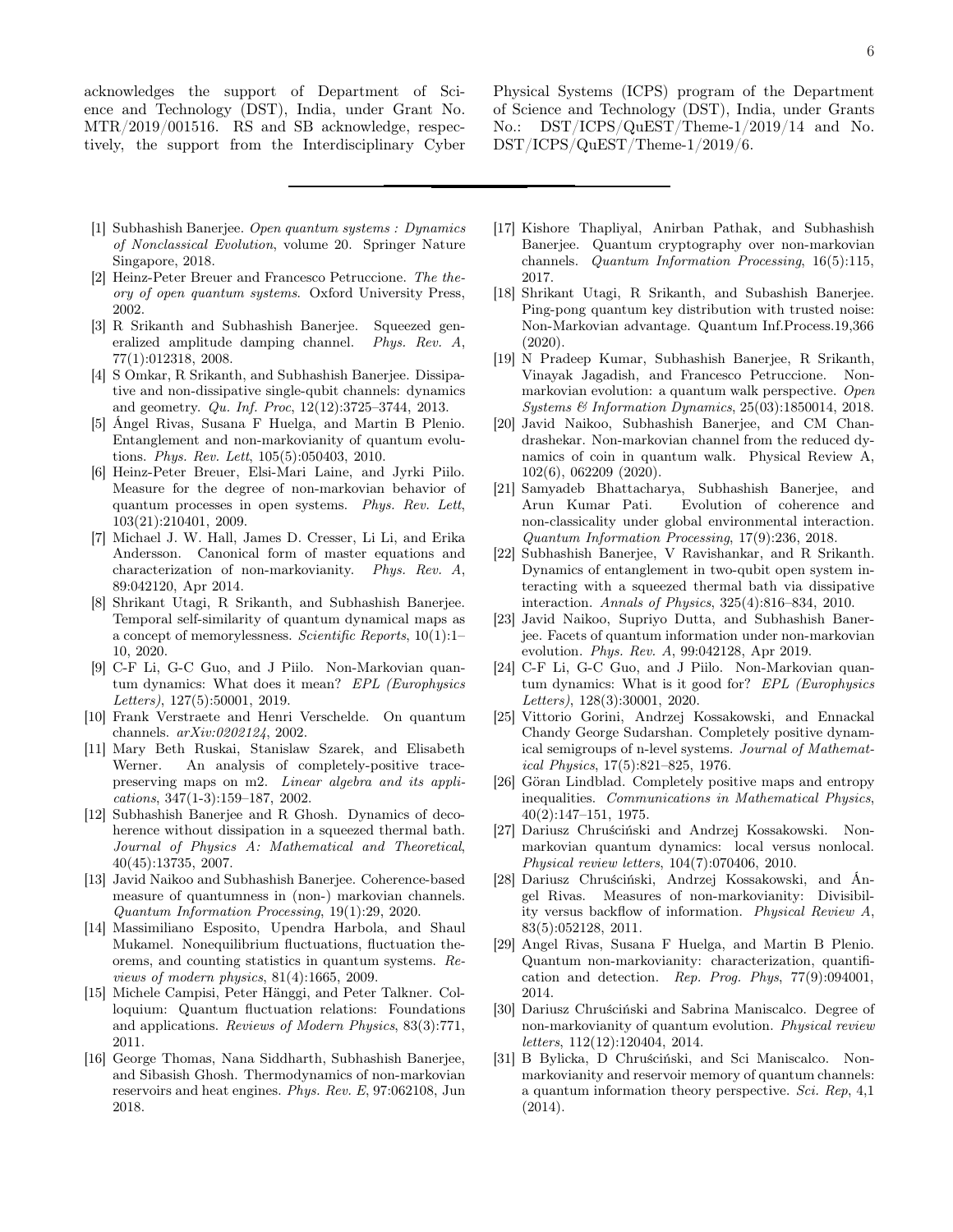acknowledges the support of Department of Science and Technology (DST), India, under Grant No. MTR/2019/001516. RS and SB acknowledge, respectively, the support from the Interdisciplinary Cyber Physical Systems (ICPS) program of the Department of Science and Technology (DST), India, under Grants No.: DST/ICPS/QuEST/Theme-1/2019/14 and No. DST/ICPS/QuEST/Theme-1/2019/6.

---

[1] Subhashish Banerjee. *Open quantum systems : Dynamics of Nonclassical Evolution*, volume 20. Springer Nature Singapore, 2018.

[2] Heinz-Peter Breuer and Francesco Petruccione. *The theory of open quantum systems*. Oxford University Press, 2002.

[3] R Srikanth and Subhashish Banerjee. Squeezed generalized amplitude damping channel. *Phys. Rev. A*, 77(1):012318, 2008.

[4] S Omkar, R Srikanth, and Subhashish Banerjee. Dissipative and non-dissipative single-qubit channels: dynamics and geometry. *Qu. Inf. Proc*, 12(12):3725–3744, 2013.

[5] Ángel Rivas, Susana F Huelga, and Martin B Plenio. Entanglement and non-markovianity of quantum evolutions. *Phys. Rev. Lett*, 105(5):050403, 2010.

[6] Heinz-Peter Breuer, Elsi-Mari Laine, and Jyrki Piilo. Measure for the degree of non-markovian behavior of quantum processes in open systems. *Phys. Rev. Lett*, 103(21):210401, 2009.

[7] Michael J. W. Hall, James D. Cresser, Li Li, and Erika Andersson. Canonical form of master equations and characterization of non-markovianity. *Phys. Rev. A*, 89:042120, Apr 2014.

[8] Shrikant Utagi, R Srikanth, and Subhashish Banerjee. Temporal self-similarity of quantum dynamical maps as a concept of memorylessness. *Scientific Reports*, 10(1):1–10, 2020.

[9] C-F Li, G-C Guo, and J Piilo. Non-Markovian quantum dynamics: What does it mean? *EPL (Europhysics Letters)*, 127(5):50001, 2019.

[10] Frank Verstraete and Henri Verschelde. On quantum channels. *arXiv:0202124*, 2002.

[11] Mary Beth Ruskai, Stanislaw Szarek, and Elisabeth Werner. An analysis of completely-positive trace-preserving maps on m2. *Linear algebra and its applications*, 347(1-3):159–187, 2002.

[12] Subhashish Banerjee and R Ghosh. Dynamics of decoherence without dissipation in a squeezed thermal bath. *Journal of Physics A: Mathematical and Theoretical*, 40(45):13735, 2007.

[13] Javid Naikoo and Subhashish Banerjee. Coherence-based measure of quantumness in (non-) markovian channels. *Quantum Information Processing*, 19(1):29, 2020.

[14] Massimiliano Esposito, Upendra Harbola, and Shaul Mukamel. Nonequilibrium fluctuations, fluctuation theorems, and counting statistics in quantum systems. *Reviews of modern physics*, 81(4):1665, 2009.

[15] Michele Campisi, Peter Hänggi, and Peter Talkner. Colloquium: Quantum fluctuation relations: Foundations and applications. *Reviews of Modern Physics*, 83(3):771, 2011.

[16] George Thomas, Nana Siddharth, Subhashish Banerjee, and Sibasish Ghosh. Thermodynamics of non-markovian reservoirs and heat engines. *Phys. Rev. E*, 97:062108, Jun 2018.

[17] Kishore Thapliyal, Anirban Pathak, and Subhashish Banerjee. Quantum cryptography over non-markovian channels. *Quantum Information Processing*, 16(5):115, 2017.

[18] Shrikant Utagi, R Srikanth, and Subashish Banerjee. Ping-pong quantum key distribution with trusted noise: Non-Markovian advantage. Quantum Inf.Process.19,366 (2020).

[19] N Pradeep Kumar, Subhashish Banerjee, R Srikanth, Vinayak Jagadish, and Francesco Petruccione. Non-markovian evolution: a quantum walk perspective. *Open Systems & Information Dynamics*, 25(03):1850014, 2018.

[20] Javid Naikoo, Subhashish Banerjee, and CM Chandrashekar. Non-markovian channel from the reduced dynamics of coin in quantum walk. Physical Review A, 102(6), 062209 (2020).

[21] Samyadeb Bhattacharya, Subhashish Banerjee, and Arun Kumar Pati. Evolution of coherence and non-classicality under global environmental interaction. *Quantum Information Processing*, 17(9):236, 2018.

[22] Subhashish Banerjee, V Ravishankar, and R Srikanth. Dynamics of entanglement in two-qubit open system interacting with a squeezed thermal bath via dissipative interaction. *Annals of Physics*, 325(4):816–834, 2010.

[23] Javid Naikoo, Supriyo Dutta, and Subhashish Banerjee. Facets of quantum information under non-markovian evolution. *Phys. Rev. A*, 99:042128, Apr 2019.

[24] C-F Li, G-C Guo, and J Piilo. Non-Markovian quantum dynamics: What is it good for? *EPL (Europhysics Letters)*, 128(3):30001, 2020.

[25] Vittorio Gorini, Andrzej Kossakowski, and Ennackal Chandy George Sudarshan. Completely positive dynamical semigroups of n-level systems. *Journal of Mathematical Physics*, 17(5):821–825, 1976.

[26] Göran Lindblad. Completely positive maps and entropy inequalities. *Communications in Mathematical Physics*, 40(2):147–151, 1975.

[27] Dariusz Chruściński and Andrzej Kossakowski. Non-markovian quantum dynamics: local versus nonlocal. *Physical review letters*, 104(7):070406, 2010.

[28] Dariusz Chruściński, Andrzej Kossakowski, and Ángel Rivas. Measures of non-markovianity: Divisibility versus backflow of information. *Physical Review A*, 83(5):052128, 2011.

[29] Angel Rivas, Susana F Huelga, and Martin B Plenio. Quantum non-markovianity: characterization, quantification and detection. *Rep. Prog. Phys*, 77(9):094001, 2014.

[30] Dariusz Chruściński and Sabrina Maniscalco. Degree of non-markovianity of quantum evolution. *Physical review letters*, 112(12):120404, 2014.

[31] B Bylicka, D Chruściński, and Sci Maniscalco. Non-markovianity and reservoir memory of quantum channels: a quantum information theory perspective. *Sci. Rep*, 4,1 (2014).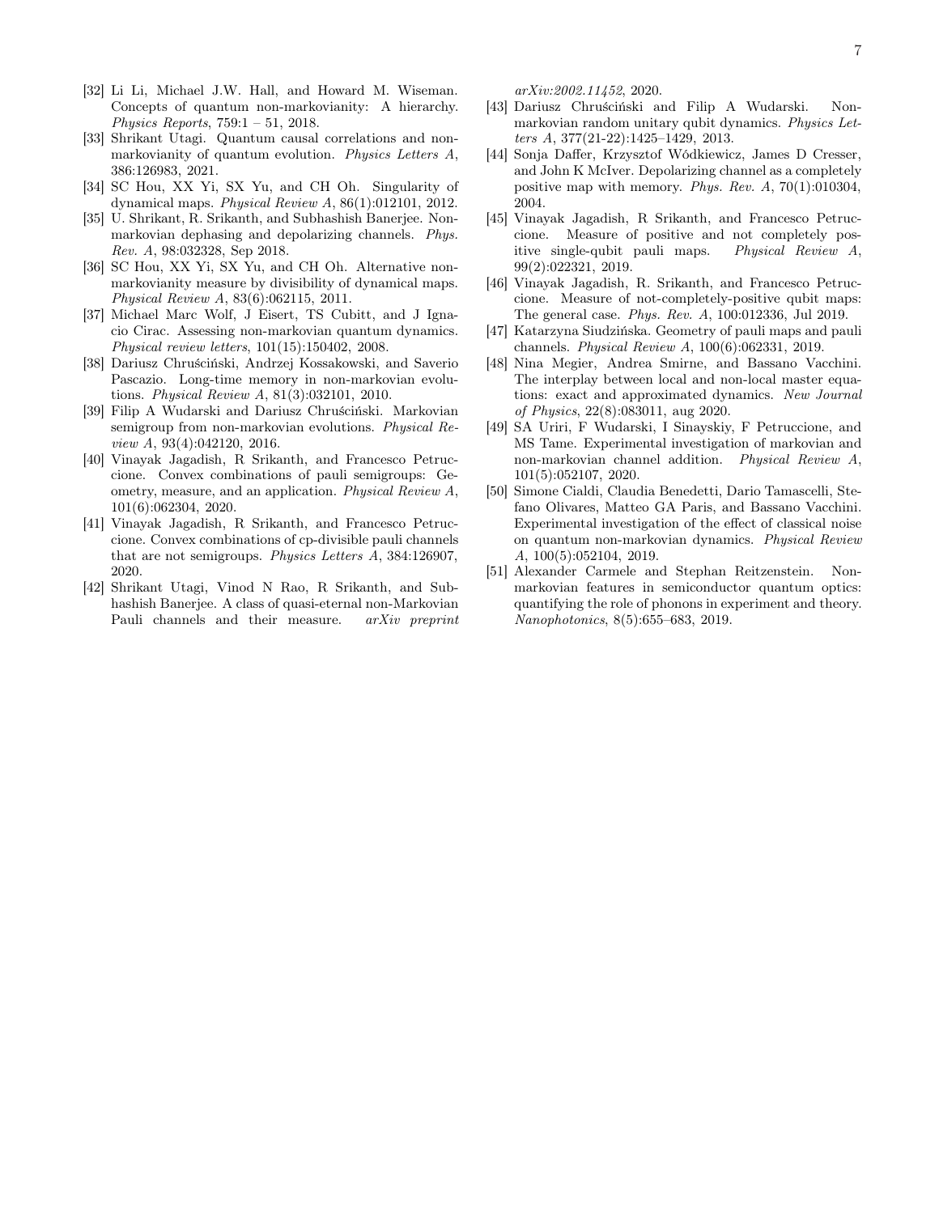[32] Li Li, Michael J.W. Hall, and Howard M. Wiseman. Concepts of quantum non-markovianity: A hierarchy. *Physics Reports*, 759:1 – 51, 2018.

[33] Shrikant Utagi. Quantum causal correlations and non-markovianity of quantum evolution. *Physics Letters A*, 386:126983, 2021.

[34] SC Hou, XX Yi, SX Yu, and CH Oh. Singularity of dynamical maps. *Physical Review A*, 86(1):012101, 2012.

[35] U. Shrikant, R. Srikanth, and Subhashish Banerjee. Non-markovian dephasing and depolarizing channels. *Phys. Rev. A*, 98:032328, Sep 2018.

[36] SC Hou, XX Yi, SX Yu, and CH Oh. Alternative non-markovianity measure by divisibility of dynamical maps. *Physical Review A*, 83(6):062115, 2011.

[37] Michael Marc Wolf, J Eisert, TS Cubitt, and J Ignacio Cirac. Assessing non-markovian quantum dynamics. *Physical review letters*, 101(15):150402, 2008.

[38] Dariusz Chruściński, Andrzej Kossakowski, and Saverio Pascazio. Long-time memory in non-markovian evolutions. *Physical Review A*, 81(3):032101, 2010.

[39] Filip A Wudarski and Dariusz Chruściński. Markovian semigroup from non-markovian evolutions. *Physical Review A*, 93(4):042120, 2016.

[40] Vinayak Jagadish, R Srikanth, and Francesco Petruccione. Convex combinations of pauli semigroups: Geometry, measure, and an application. *Physical Review A*, 101(6):062304, 2020.

[41] Vinayak Jagadish, R Srikanth, and Francesco Petruccione. Convex combinations of cp-divisible pauli channels that are not semigroups. *Physics Letters A*, 384:126907, 2020.

[42] Shrikant Utagi, Vinod N Rao, R Srikanth, and Subhashish Banerjee. A class of quasi-eternal non-Markovian Pauli channels and their measure. *arXiv preprint arXiv:2002.11452*, 2020.

[43] Dariusz Chruściński and Filip A Wudarski. Non-markovian random unitary qubit dynamics. *Physics Letters A*, 377(21-22):1425–1429, 2013.

[44] Sonja Daffer, Krzysztof Wódkiewicz, James D Cresser, and John K McIver. Depolarizing channel as a completely positive map with memory. *Phys. Rev. A*, 70(1):010304, 2004.

[45] Vinayak Jagadish, R Srikanth, and Francesco Petruccione. Measure of positive and not completely positive single-qubit pauli maps. *Physical Review A*, 99(2):022321, 2019.

[46] Vinayak Jagadish, R. Srikanth, and Francesco Petruccione. Measure of not-completely-positive qubit maps: The general case. *Phys. Rev. A*, 100:012336, Jul 2019.

[47] Katarzyna Siudzińska. Geometry of pauli maps and pauli channels. *Physical Review A*, 100(6):062331, 2019.

[48] Nina Megier, Andrea Smirne, and Bassano Vacchini. The interplay between local and non-local master equations: exact and approximated dynamics. *New Journal of Physics*, 22(8):083011, aug 2020.

[49] SA Uriri, F Wudarski, I Sinayskiy, F Petruccione, and MS Tame. Experimental investigation of markovian and non-markovian channel addition. *Physical Review A*, 101(5):052107, 2020.

[50] Simone Cialdi, Claudia Benedetti, Dario Tamascelli, Stefano Olivares, Matteo GA Paris, and Bassano Vacchini. Experimental investigation of the effect of classical noise on quantum non-markovian dynamics. *Physical Review A*, 100(5):052104, 2019.

[51] Alexander Carmele and Stephan Reitzenstein. Non-markovian features in semiconductor quantum optics: quantifying the role of phonons in experiment and theory. *Nanophotonics*, 8(5):655–683, 2019.